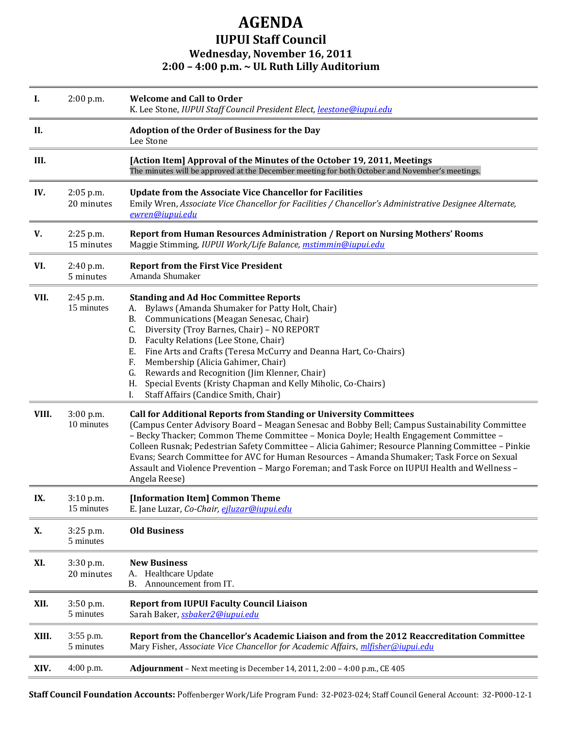# AGENDA

## IUPUI Staff Council

### Wednesday, November 16, 2011

### 2:00 – 4:00 p.m. ~ UL Ruth Lilly Auditorium

| | | |
|---|---|---|
| **I.** | 2:00 p.m. | **Welcome and Call to Order**<br>K. Lee Stone, *IUPUI Staff Council President Elect, leestone@iupui.edu* |
| **II.** | | **Adoption of the Order of Business for the Day**<br>Lee Stone |
| **III.** | | **[Action Item] Approval of the Minutes of the October 19, 2011, Meetings**<br>The minutes will be approved at the December meeting for both October and November's meetings. |
| **IV.** | 2:05 p.m.<br>20 minutes | **Update from the Associate Vice Chancellor for Facilities**<br>Emily Wren, *Associate Vice Chancellor for Facilities / Chancellor's Administrative Designee Alternate, ewren@iupui.edu* |
| **V.** | 2:25 p.m.<br>15 minutes | **Report from Human Resources Administration / Report on Nursing Mothers' Rooms**<br>Maggie Stimming, *IUPUI Work/Life Balance, mstimmin@iupui.edu* |
| **VI.** | 2:40 p.m.<br>5 minutes | **Report from the First Vice President**<br>Amanda Shumaker |
| **VII.** | 2:45 p.m.<br>15 minutes | **Standing and Ad Hoc Committee Reports**<br>A. Bylaws (Amanda Shumaker for Patty Holt, Chair)<br>B. Communications (Meagan Senesac, Chair)<br>C. Diversity (Troy Barnes, Chair) – NO REPORT<br>D. Faculty Relations (Lee Stone, Chair)<br>E. Fine Arts and Crafts (Teresa McCurry and Deanna Hart, Co-Chairs)<br>F. Membership (Alicia Gahimer, Chair)<br>G. Rewards and Recognition (Jim Klenner, Chair)<br>H. Special Events (Kristy Chapman and Kelly Miholic, Co-Chairs)<br>I. Staff Affairs (Candice Smith, Chair) |
| **VIII.** | 3:00 p.m.<br>10 minutes | **Call for Additional Reports from Standing or University Committees**<br>(Campus Center Advisory Board – Meagan Senesac and Bobby Bell; Campus Sustainability Committee – Becky Thacker; Common Theme Committee – Monica Doyle; Health Engagement Committee – Colleen Rusnak; Pedestrian Safety Committee – Alicia Gahimer; Resource Planning Committee – Pinkie Evans; Search Committee for AVC for Human Resources – Amanda Shumaker; Task Force on Sexual Assault and Violence Prevention – Margo Foreman; and Task Force on IUPUI Health and Wellness – Angela Reese) |
| **IX.** | 3:10 p.m.<br>15 minutes | **[Information Item] Common Theme**<br>E. Jane Luzar, *Co-Chair, ejluzar@iupui.edu* |
| **X.** | 3:25 p.m.<br>5 minutes | **Old Business** |
| **XI.** | 3:30 p.m.<br>20 minutes | **New Business**<br>A. Healthcare Update<br>B. Announcement from IT. |
| **XII.** | 3:50 p.m.<br>5 minutes | **Report from IUPUI Faculty Council Liaison**<br>Sarah Baker, *ssbaker2@iupui.edu* |
| **XIII.** | 3:55 p.m.<br>5 minutes | **Report from the Chancellor's Academic Liaison and from the 2012 Reaccreditation Committee**<br>Mary Fisher, *Associate Vice Chancellor for Academic Affairs, mlfisher@iupui.edu* |
| **XIV.** | 4:00 p.m. | **Adjournment** – Next meeting is December 14, 2011, 2:00 – 4:00 p.m., CE 405 |

**Staff Council Foundation Accounts:** Poffenberger Work/Life Program Fund: 32-P023-024; Staff Council General Account: 32-P000-12-1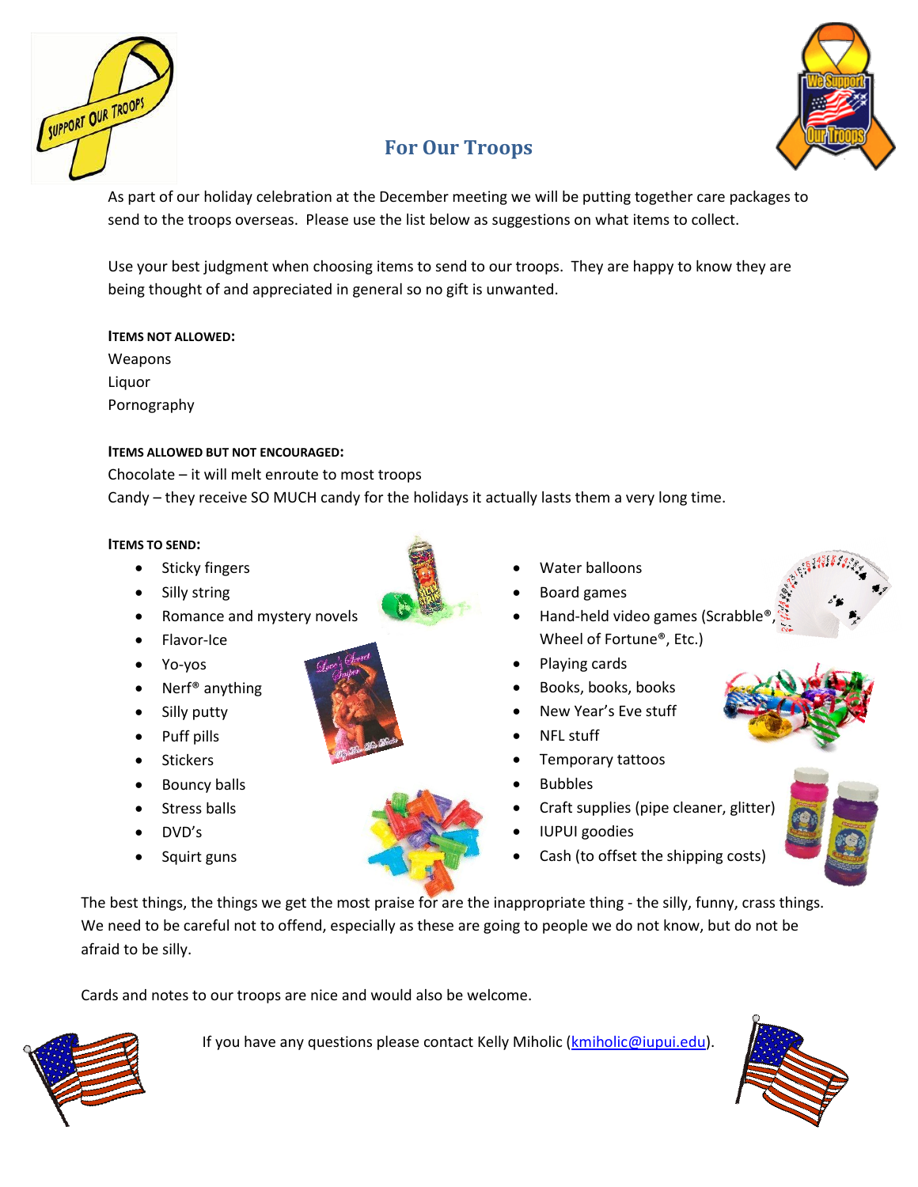## For Our Troops

As part of our holiday celebration at the December meeting we will be putting together care packages to send to the troops overseas. Please use the list below as suggestions on what items to collect.

Use your best judgment when choosing items to send to our troops. They are happy to know they are being thought of and appreciated in general so no gift is unwanted.

**ITEMS NOT ALLOWED:**

Weapons
Liquor
Pornography

**ITEMS ALLOWED BUT NOT ENCOURAGED:**

Chocolate – it will melt enroute to most troops
Candy – they receive SO MUCH candy for the holidays it actually lasts them a very long time.

**ITEMS TO SEND:**

- Sticky fingers
- Silly string
- Romance and mystery novels
- Flavor-Ice
- Yo-yos
- Nerf® anything
- Silly putty
- Puff pills
- Stickers
- Bouncy balls
- Stress balls
- DVD's
- Squirt guns
- Water balloons
- Board games
- Hand-held video games (Scrabble®, Wheel of Fortune®, Etc.)
- Playing cards
- Books, books, books
- New Year's Eve stuff
- NFL stuff
- Temporary tattoos
- Bubbles
- Craft supplies (pipe cleaner, glitter)
- IUPUI goodies
- Cash (to offset the shipping costs)

The best things, the things we get the most praise for are the inappropriate thing - the silly, funny, crass things. We need to be careful not to offend, especially as these are going to people we do not know, but do not be afraid to be silly.

Cards and notes to our troops are nice and would also be welcome.

If you have any questions please contact Kelly Miholic (kmiholic@iupui.edu).